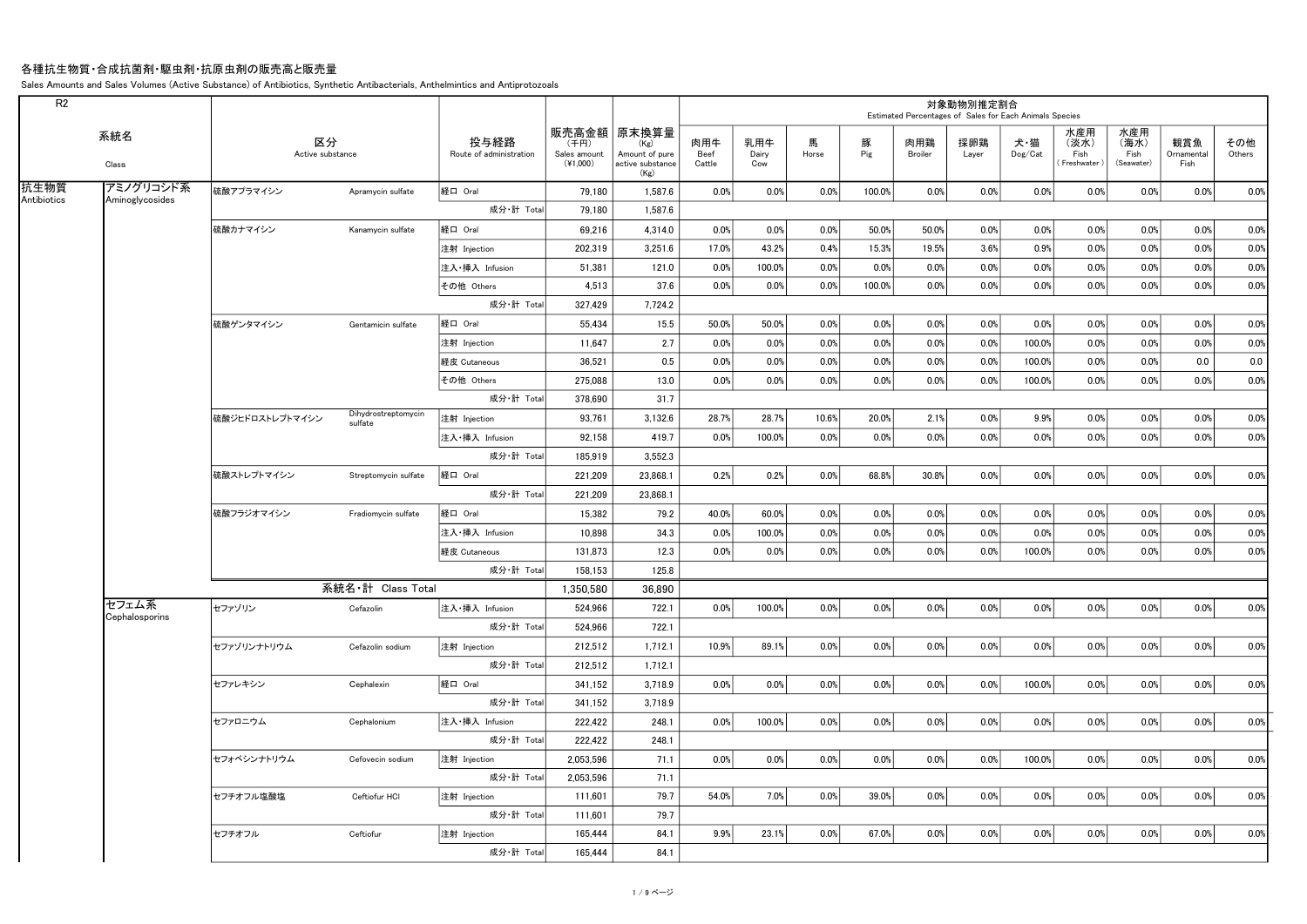# 各種抗生物質・合成抗菌剤・駆虫剤・抗原虫剤の販売高と販売量

Sales Amounts and Sales Volumes (Active Substance) of Antibiotics, Synthetic Antibacterials, Anthelmintics and Antiprotozoals

R2

| 系統名 Class | | 区分 Active substance | | 投与経路 Route of administration | 販売高金額（千円） Sales amount (¥1,000) | 原末換算量 (Kg) Amount of pure active substance (Kg) | 肉用牛 Beef Cattle | 乳用牛 Dairy Cow | 馬 Horse | 豚 Pig | 肉用鶏 Broiler | 採卵鶏 Layer | 犬・猫 Dog/Cat | 水産用（淡水） Fish (Freshwater) | 水産用（海水） Fish (Seawater) | 観賞魚 Ornamental Fish | その他 Others |
|---|---|---|---|---|---|---|---|---|---|---|---|---|---|---|---|---|---|
| | | | | | | | 対象動物別推定割合 Estimated Percentages of Sales for Each Animals Species | | | | | | | | | | |
| 抗生物質 Antibiotics | アミノグリコシド系 Aminoglycosides | 硫酸アプラマイシン | Apramycin sulfate | 経口 Oral | 79,180 | 1,587.6 | 0.0% | 0.0% | 0.0% | 100.0% | 0.0% | 0.0% | 0.0% | 0.0% | 0.0% | 0.0% | 0.0% |
| | | | | 成分・計 Total | 79,180 | 1,587.6 | | | | | | | | | | | |
| | | 硫酸カナマイシン | Kanamycin sulfate | 経口 Oral | 69,216 | 4,314.0 | 0.0% | 0.0% | 0.0% | 50.0% | 50.0% | 0.0% | 0.0% | 0.0% | 0.0% | 0.0% | 0.0% |
| | | | | 注射 Injection | 202,319 | 3,251.6 | 17.0% | 43.2% | 0.4% | 15.3% | 19.5% | 3.6% | 0.9% | 0.0% | 0.0% | 0.0% | 0.0% |
| | | | | 注入・挿入 Infusion | 51,381 | 121.0 | 0.0% | 100.0% | 0.0% | 0.0% | 0.0% | 0.0% | 0.0% | 0.0% | 0.0% | 0.0% | 0.0% |
| | | | | その他 Others | 4,513 | 37.6 | 0.0% | 0.0% | 0.0% | 100.0% | 0.0% | 0.0% | 0.0% | 0.0% | 0.0% | 0.0% | 0.0% |
| | | | | 成分・計 Total | 327,429 | 7,724.2 | | | | | | | | | | | |
| | | 硫酸ゲンタマイシン | Gentamicin sulfate | 経口 Oral | 55,434 | 15.5 | 50.0% | 50.0% | 0.0% | 0.0% | 0.0% | 0.0% | 0.0% | 0.0% | 0.0% | 0.0% | 0.0% |
| | | | | 注射 Injection | 11,647 | 2.7 | 0.0% | 0.0% | 0.0% | 0.0% | 0.0% | 0.0% | 100.0% | 0.0% | 0.0% | 0.0% | 0.0% |
| | | | | 経皮 Cutaneous | 36,521 | 0.5 | 0.0% | 0.0% | 0.0% | 0.0% | 0.0% | 0.0% | 100.0% | 0.0% | 0.0% | 0.0 | 0.0 |
| | | | | その他 Others | 275,088 | 13.0 | 0.0% | 0.0% | 0.0% | 0.0% | 0.0% | 0.0% | 100.0% | 0.0% | 0.0% | 0.0% | 0.0% |
| | | | | 成分・計 Total | 378,690 | 31.7 | | | | | | | | | | | |
| | | 硫酸ジヒドロストレプトマイシン | Dihydrostreptomycin sulfate | 注射 Injection | 93,761 | 3,132.6 | 28.7% | 28.7% | 10.6% | 20.0% | 2.1% | 0.0% | 9.9% | 0.0% | 0.0% | 0.0% | 0.0% |
| | | | | 注入・挿入 Infusion | 92,158 | 419.7 | 0.0% | 100.0% | 0.0% | 0.0% | 0.0% | 0.0% | 0.0% | 0.0% | 0.0% | 0.0% | 0.0% |
| | | | | 成分・計 Total | 185,919 | 3,552.3 | | | | | | | | | | | |
| | | 硫酸ストレプトマイシン | Streptomycin sulfate | 経口 Oral | 221,209 | 23,868.1 | 0.2% | 0.2% | 0.0% | 68.8% | 30.8% | 0.0% | 0.0% | 0.0% | 0.0% | 0.0% | 0.0% |
| | | | | 成分・計 Total | 221,209 | 23,868.1 | | | | | | | | | | | |
| | | 硫酸フラジオマイシン | Fradiomycin sulfate | 経口 Oral | 15,382 | 79.2 | 40.0% | 60.0% | 0.0% | 0.0% | 0.0% | 0.0% | 0.0% | 0.0% | 0.0% | 0.0% | 0.0% |
| | | | | 注入・挿入 Infusion | 10,898 | 34.3 | 0.0% | 100.0% | 0.0% | 0.0% | 0.0% | 0.0% | 0.0% | 0.0% | 0.0% | 0.0% | 0.0% |
| | | | | 経皮 Cutaneous | 131,873 | 12.3 | 0.0% | 0.0% | 0.0% | 0.0% | 0.0% | 0.0% | 100.0% | 0.0% | 0.0% | 0.0% | 0.0% |
| | | | | 成分・計 Total | 158,153 | 125.8 | | | | | | | | | | | |
| | | 系統名・計 Class Total | | | 1,350,580 | 36,890 | | | | | | | | | | | |
| | セフェム系 Cephalosporins | セファゾリン | Cefazolin | 注入・挿入 Infusion | 524,966 | 722.1 | 0.0% | 100.0% | 0.0% | 0.0% | 0.0% | 0.0% | 0.0% | 0.0% | 0.0% | 0.0% | 0.0% |
| | | | | 成分・計 Total | 524,966 | 722.1 | | | | | | | | | | | |
| | | セファゾリンナトリウム | Cefazolin sodium | 注射 Injection | 212,512 | 1,712.1 | 10.9% | 89.1% | 0.0% | 0.0% | 0.0% | 0.0% | 0.0% | 0.0% | 0.0% | 0.0% | 0.0% |
| | | | | 成分・計 Total | 212,512 | 1,712.1 | | | | | | | | | | | |
| | | セファレキシン | Cephalexin | 経口 Oral | 341,152 | 3,718.9 | 0.0% | 0.0% | 0.0% | 0.0% | 0.0% | 0.0% | 100.0% | 0.0% | 0.0% | 0.0% | 0.0% |
| | | | | 成分・計 Total | 341,152 | 3,718.9 | | | | | | | | | | | |
| | | セファロニウム | Cephalonium | 注入・挿入 Infusion | 222,422 | 248.1 | 0.0% | 100.0% | 0.0% | 0.0% | 0.0% | 0.0% | 0.0% | 0.0% | 0.0% | 0.0% | 0.0% |
| | | | | 成分・計 Total | 222,422 | 248.1 | | | | | | | | | | | |
| | | セフォベシンナトリウム | Cefovecin sodium | 注射 Injection | 2,053,596 | 71.1 | 0.0% | 0.0% | 0.0% | 0.0% | 0.0% | 0.0% | 100.0% | 0.0% | 0.0% | 0.0% | 0.0% |
| | | | | 成分・計 Total | 2,053,596 | 71.1 | | | | | | | | | | | |
| | | セフチオフル塩酸塩 | Ceftiofur HCl | 注射 Injection | 111,601 | 79.7 | 54.0% | 7.0% | 0.0% | 39.0% | 0.0% | 0.0% | 0.0% | 0.0% | 0.0% | 0.0% | 0.0% |
| | | | | 成分・計 Total | 111,601 | 79.7 | | | | | | | | | | | |
| | | セフチオフル | Ceftiofur | 注射 Injection | 165,444 | 84.1 | 9.9% | 23.1% | 0.0% | 67.0% | 0.0% | 0.0% | 0.0% | 0.0% | 0.0% | 0.0% | 0.0% |
| | | | | 成分・計 Total | 165,444 | 84.1 | | | | | | | | | | | |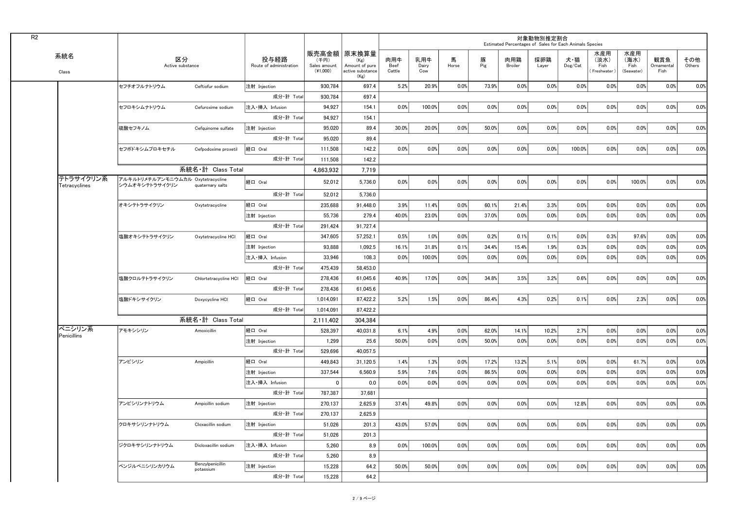R2

| 系統名 Class | 区分 Active substance | | 投与経路 Route of administration | 販売高金額 (千円) Sales amount (¥1,000) | 原末換算量 (Kg) Amount of pure active substance (Kg) | 対象動物別推定割合 Estimated Percentages of Sales for Each Animals Species | | | | | | | | | | |
|---|---|---|---|---|---|---|---|---|---|---|---|---|---|---|---|---|
| | | | | | | 肉用牛 Beef Cattle | 乳用牛 Dairy Cow | 馬 Horse | 豚 Pig | 肉用鶏 Broiler | 採卵鶏 Layer | 犬・猫 Dog/Cat | 水産用（淡水）Fish (Freshwater) | 水産用（海水）Fish (Seawater) | 観賞魚 Ornamental Fish | その他 Others |
| | セフチオフルナトリウム | Ceftiofur sodium | 注射 Injection | 930,784 | 697.4 | 5.2% | 20.9% | 0.0% | 73.9% | 0.0% | 0.0% | 0.0% | 0.0% | 0.0% | 0.0% | 0.0% |
| | | | 成分・計 Total | 930,784 | 697.4 | | | | | | | | | | | |
| | セフロキシムナトリウム | Cefuroxime sodium | 注入・挿入 Infusion | 94,927 | 154.1 | 0.0% | 100.0% | 0.0% | 0.0% | 0.0% | 0.0% | 0.0% | 0.0% | 0.0% | 0.0% | 0.0% |
| | | | 成分・計 Total | 94,927 | 154.1 | | | | | | | | | | | |
| | 硫酸セフキノム | Cefquinome sulfate | 注射 Injection | 95,020 | 89.4 | 30.0% | 20.0% | 0.0% | 50.0% | 0.0% | 0.0% | 0.0% | 0.0% | 0.0% | 0.0% | 0.0% |
| | | | 成分・計 Total | 95,020 | 89.4 | | | | | | | | | | | |
| | セフポドキシムプロキセチル | Cefpodoxime proxetil | 経口 Oral | 111,508 | 142.2 | 0.0% | 0.0% | 0.0% | 0.0% | 0.0% | 0.0% | 100.0% | 0.0% | 0.0% | 0.0% | 0.0% |
| | | | 成分・計 Total | 111,508 | 142.2 | | | | | | | | | | | |
| | 系統名・計 Class Total | | | 4,863,932 | 7,719 | | | | | | | | | | | |
| テトラサイクリン系 Tetracyclines | アルキルトリメチルアンモニウムカルシウムオキシテトラサイクリン | Oxytetracycline quaternary salts | 経口 Oral | 52,012 | 5,736.0 | 0.0% | 0.0% | 0.0% | 0.0% | 0.0% | 0.0% | 0.0% | 0.0% | 100.0% | 0.0% | 0.0% |
| | | | 成分・計 Total | 52,012 | 5,736.0 | | | | | | | | | | | |
| | オキシテトラサイクリン | Oxytetracycline | 経口 Oral | 235,688 | 91,448.0 | 3.9% | 11.4% | 0.0% | 60.1% | 21.4% | 3.3% | 0.0% | 0.0% | 0.0% | 0.0% | 0.0% |
| | | | 注射 Injection | 55,736 | 279.4 | 40.0% | 23.0% | 0.0% | 37.0% | 0.0% | 0.0% | 0.0% | 0.0% | 0.0% | 0.0% | 0.0% |
| | | | 成分・計 Total | 291,424 | 91,727.4 | | | | | | | | | | | |
| | 塩酸オキシテトラサイクリン | Oxytetracycline HCl | 経口 Oral | 347,605 | 57,252.1 | 0.5% | 1.0% | 0.0% | 0.2% | 0.1% | 0.1% | 0.0% | 0.3% | 97.6% | 0.0% | 0.0% |
| | | | 注射 Injection | 93,888 | 1,092.5 | 16.1% | 31.8% | 0.1% | 34.4% | 15.4% | 1.9% | 0.3% | 0.0% | 0.0% | 0.0% | 0.0% |
| | | | 注入・挿入 Infusion | 33,946 | 108.3 | 0.0% | 100.0% | 0.0% | 0.0% | 0.0% | 0.0% | 0.0% | 0.0% | 0.0% | 0.0% | 0.0% |
| | | | 成分・計 Total | 475,439 | 58,453.0 | | | | | | | | | | | |
| | 塩酸クロルテトラサイクリン | Chlortetracycline HCl | 経口 Oral | 278,436 | 61,045.6 | 40.9% | 17.0% | 0.0% | 34.8% | 3.5% | 3.2% | 0.6% | 0.0% | 0.0% | 0.0% | 0.0% |
| | | | 成分・計 Total | 278,436 | 61,045.6 | | | | | | | | | | | |
| | 塩酸ドキシサイクリン | Doxycycline HCl | 経口 Oral | 1,014,091 | 87,422.2 | 5.2% | 1.5% | 0.0% | 86.4% | 4.3% | 0.2% | 0.1% | 0.0% | 2.3% | 0.0% | 0.0% |
| | | | 成分・計 Total | 1,014,091 | 87,422.2 | | | | | | | | | | | |
| | 系統名・計 Class Total | | | 2,111,402 | 304,384 | | | | | | | | | | | |
| ペニシリン系 Penicillins | アモキシシリン | Amoxicillin | 経口 Oral | 528,397 | 40,031.8 | 6.1% | 4.9% | 0.0% | 62.0% | 14.1% | 10.2% | 2.7% | 0.0% | 0.0% | 0.0% | 0.0% |
| | | | 注射 Injection | 1,299 | 25.6 | 50.0% | 0.0% | 0.0% | 50.0% | 0.0% | 0.0% | 0.0% | 0.0% | 0.0% | 0.0% | 0.0% |
| | | | 成分・計 Total | 529,696 | 40,057.5 | | | | | | | | | | | |
| | アンピシリン | Ampicillin | 経口 Oral | 449,843 | 31,120.5 | 1.4% | 1.3% | 0.0% | 17.2% | 13.2% | 5.1% | 0.0% | 0.0% | 61.7% | 0.0% | 0.0% |
| | | | 注射 Injection | 337,544 | 6,560.9 | 5.9% | 7.6% | 0.0% | 86.5% | 0.0% | 0.0% | 0.0% | 0.0% | 0.0% | 0.0% | 0.0% |
| | | | 注入・挿入 Infusion | 0 | 0.0 | 0.0% | 0.0% | 0.0% | 0.0% | 0.0% | 0.0% | 0.0% | 0.0% | 0.0% | 0.0% | 0.0% |
| | | | 成分・計 Total | 787,387 | 37,681 | | | | | | | | | | | |
| | アンピシリンナトリウム | Ampicillin sodium | 注射 Injection | 270,137 | 2,625.9 | 37.4% | 49.8% | 0.0% | 0.0% | 0.0% | 0.0% | 12.8% | 0.0% | 0.0% | 0.0% | 0.0% |
| | | | 成分・計 Total | 270,137 | 2,625.9 | | | | | | | | | | | |
| | クロキサシリンナトリウム | Cloxacillin sodium | 注射 Injection | 51,026 | 201.3 | 43.0% | 57.0% | 0.0% | 0.0% | 0.0% | 0.0% | 0.0% | 0.0% | 0.0% | 0.0% | 0.0% |
| | | | 成分・計 Total | 51,026 | 201.3 | | | | | | | | | | | |
| | ジクロキサシリンナトリウム | Dicloxacillin sodium | 注入・挿入 Infusion | 5,260 | 8.9 | 0.0% | 100.0% | 0.0% | 0.0% | 0.0% | 0.0% | 0.0% | 0.0% | 0.0% | 0.0% | 0.0% |
| | | | 成分・計 Total | 5,260 | 8.9 | | | | | | | | | | | |
| | ベンジルペニシリンカリウム | Benzylpenicillin potassium | 注射 Injection | 15,228 | 64.2 | 50.0% | 50.0% | 0.0% | 0.0% | 0.0% | 0.0% | 0.0% | 0.0% | 0.0% | 0.0% | 0.0% |
| | | | 成分・計 Total | 15,228 | 64.2 | | | | | | | | | | | |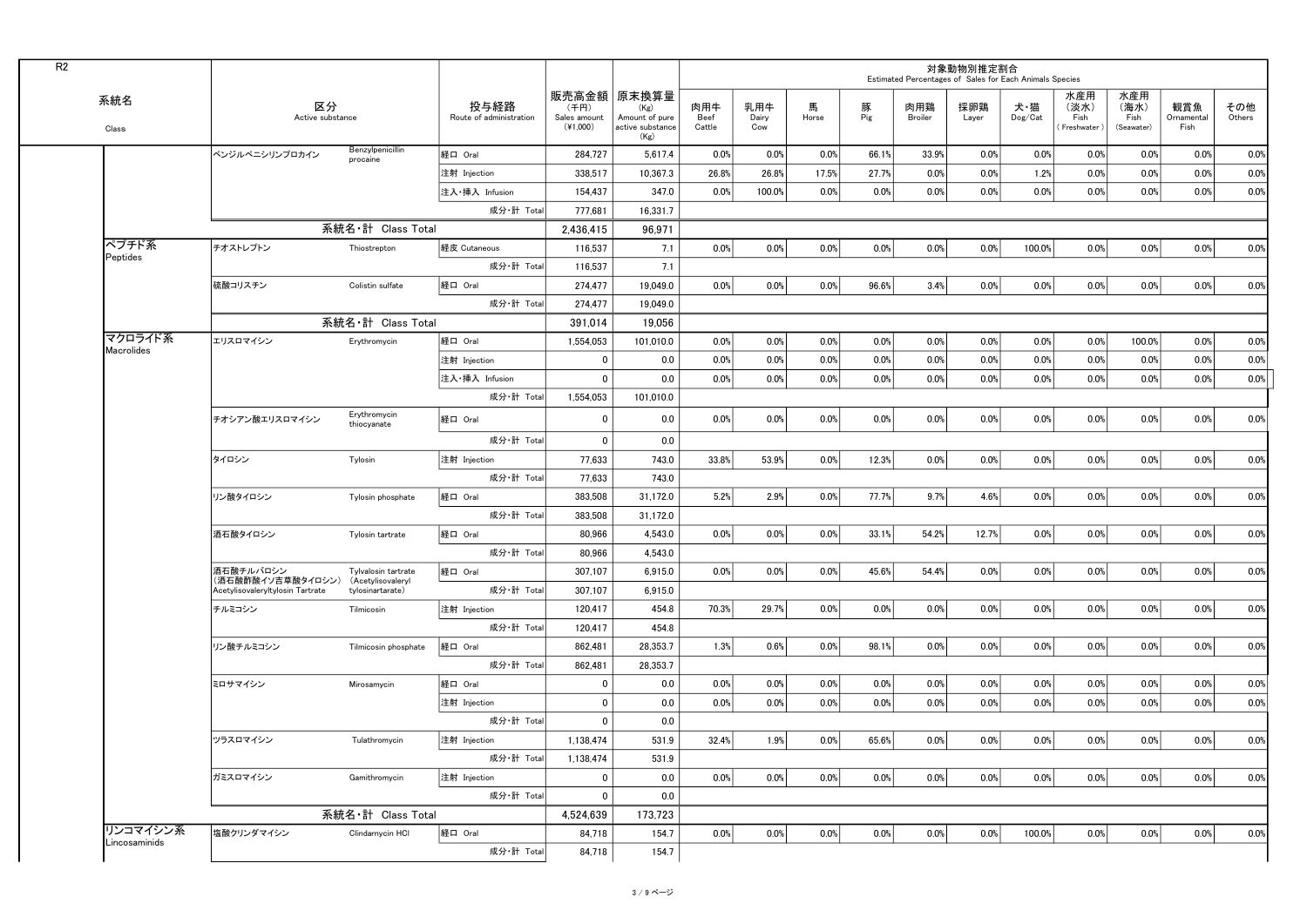R2

| 系統名 Class | 区分 Active substance | | 投与経路 Route of administration | 販売高金額 (千円) Sales amount (¥1,000) | 原末換算量 (Kg) Amount of pure active substance (Kg) | 対象動物別推定割合 Estimated Percentages of Sales for Each Animals Species | | | | | | | | | | |
|---|---|---|---|---|---|---|---|---|---|---|---|---|---|---|---|---|
| | | | | | | 肉用牛 Beef Cattle | 乳用牛 Dairy Cow | 馬 Horse | 豚 Pig | 肉用鶏 Broiler | 採卵鶏 Layer | 犬・猫 Dog/Cat | 水産用(淡水) Fish (Freshwater) | 水産用(海水) Fish (Seawater) | 観賞魚 Ornamental Fish | その他 Others |
| | ベンジルペニシリンプロカイン | Benzylpenicillin procaine | 経口 Oral | 284,727 | 5,617.4 | 0.0% | 0.0% | 0.0% | 66.1% | 33.9% | 0.0% | 0.0% | 0.0% | 0.0% | 0.0% | 0.0% |
| | | | 注射 Injection | 338,517 | 10,367.3 | 26.8% | 26.8% | 17.5% | 27.7% | 0.0% | 0.0% | 1.2% | 0.0% | 0.0% | 0.0% | 0.0% |
| | | | 注入・挿入 Infusion | 154,437 | 347.0 | 0.0% | 100.0% | 0.0% | 0.0% | 0.0% | 0.0% | 0.0% | 0.0% | 0.0% | 0.0% | 0.0% |
| | | | 成分・計 Total | 777,681 | 16,331.7 | | | | | | | | | | | |
| | 系統名・計 Class Total | | | 2,436,415 | 96,971 | | | | | | | | | | | |
| ペプチド系 Peptides | チオストレプトン | Thiostrepton | 経皮 Cutaneous | 116,537 | 7.1 | 0.0% | 0.0% | 0.0% | 0.0% | 0.0% | 0.0% | 100.0% | 0.0% | 0.0% | 0.0% | 0.0% |
| | | | 成分・計 Total | 116,537 | 7.1 | | | | | | | | | | | |
| | 硫酸コリスチン | Colistin sulfate | 経口 Oral | 274,477 | 19,049.0 | 0.0% | 0.0% | 0.0% | 96.6% | 3.4% | 0.0% | 0.0% | 0.0% | 0.0% | 0.0% | 0.0% |
| | | | 成分・計 Total | 274,477 | 19,049.0 | | | | | | | | | | | |
| | 系統名・計 Class Total | | | 391,014 | 19,056 | | | | | | | | | | | |
| マクロライド系 Macrolides | エリスロマイシン | Erythromycin | 経口 Oral | 1,554,053 | 101,010.0 | 0.0% | 0.0% | 0.0% | 0.0% | 0.0% | 0.0% | 0.0% | 0.0% | 100.0% | 0.0% | 0.0% |
| | | | 注射 Injection | 0 | 0.0 | 0.0% | 0.0% | 0.0% | 0.0% | 0.0% | 0.0% | 0.0% | 0.0% | 0.0% | 0.0% | 0.0% |
| | | | 注入・挿入 Infusion | 0 | 0.0 | 0.0% | 0.0% | 0.0% | 0.0% | 0.0% | 0.0% | 0.0% | 0.0% | 0.0% | 0.0% | 0.0% |
| | | | 成分・計 Total | 1,554,053 | 101,010.0 | | | | | | | | | | | |
| | チオシアン酸エリスロマイシン | Erythromycin thiocyanate | 経口 Oral | 0 | 0.0 | 0.0% | 0.0% | 0.0% | 0.0% | 0.0% | 0.0% | 0.0% | 0.0% | 0.0% | 0.0% | 0.0% |
| | | | 成分・計 Total | 0 | 0.0 | | | | | | | | | | | |
| | タイロシン | Tylosin | 注射 Injection | 77,633 | 743.0 | 33.8% | 53.9% | 0.0% | 12.3% | 0.0% | 0.0% | 0.0% | 0.0% | 0.0% | 0.0% | 0.0% |
| | | | 成分・計 Total | 77,633 | 743.0 | | | | | | | | | | | |
| | リン酸タイロシン | Tylosin phosphate | 経口 Oral | 383,508 | 31,172.0 | 5.2% | 2.9% | 0.0% | 77.7% | 9.7% | 4.6% | 0.0% | 0.0% | 0.0% | 0.0% | 0.0% |
| | | | 成分・計 Total | 383,508 | 31,172.0 | | | | | | | | | | | |
| | 酒石酸タイロシン | Tylosin tartrate | 経口 Oral | 80,966 | 4,543.0 | 0.0% | 0.0% | 0.0% | 33.1% | 54.2% | 12.7% | 0.0% | 0.0% | 0.0% | 0.0% | 0.0% |
| | | | 成分・計 Total | 80,966 | 4,543.0 | | | | | | | | | | | |
| | 酒石酸チルバロシン (酒石酸酢酸イソ吉草酸タイロシン) Acetylisovaleryltylosin Tartrate | Tylvalosin tartrate (Acetylisovaleryl tylosinartarate) | 経口 Oral | 307,107 | 6,915.0 | 0.0% | 0.0% | 0.0% | 45.6% | 54.4% | 0.0% | 0.0% | 0.0% | 0.0% | 0.0% | 0.0% |
| | | | 成分・計 Total | 307,107 | 6,915.0 | | | | | | | | | | | |
| | チルミコシン | Tilmicosin | 注射 Injection | 120,417 | 454.8 | 70.3% | 29.7% | 0.0% | 0.0% | 0.0% | 0.0% | 0.0% | 0.0% | 0.0% | 0.0% | 0.0% |
| | | | 成分・計 Total | 120,417 | 454.8 | | | | | | | | | | | |
| | リン酸チルミコシン | Tilmicosin phosphate | 経口 Oral | 862,481 | 28,353.7 | 1.3% | 0.6% | 0.0% | 98.1% | 0.0% | 0.0% | 0.0% | 0.0% | 0.0% | 0.0% | 0.0% |
| | | | 成分・計 Total | 862,481 | 28,353.7 | | | | | | | | | | | |
| | ミロサマイシン | Mirosamycin | 経口 Oral | 0 | 0.0 | 0.0% | 0.0% | 0.0% | 0.0% | 0.0% | 0.0% | 0.0% | 0.0% | 0.0% | 0.0% | 0.0% |
| | | | 注射 Injection | 0 | 0.0 | 0.0% | 0.0% | 0.0% | 0.0% | 0.0% | 0.0% | 0.0% | 0.0% | 0.0% | 0.0% | 0.0% |
| | | | 成分・計 Total | 0 | 0.0 | | | | | | | | | | | |
| | ツラスロマイシン | Tulathromycin | 注射 Injection | 1,138,474 | 531.9 | 32.4% | 1.9% | 0.0% | 65.6% | 0.0% | 0.0% | 0.0% | 0.0% | 0.0% | 0.0% | 0.0% |
| | | | 成分・計 Total | 1,138,474 | 531.9 | | | | | | | | | | | |
| | ガミスロマイシン | Gamithromycin | 注射 Injection | 0 | 0.0 | 0.0% | 0.0% | 0.0% | 0.0% | 0.0% | 0.0% | 0.0% | 0.0% | 0.0% | 0.0% | 0.0% |
| | | | 成分・計 Total | 0 | 0.0 | | | | | | | | | | | |
| | 系統名・計 Class Total | | | 4,524,639 | 173,723 | | | | | | | | | | | |
| リンコマイシン系 Lincosaminids | 塩酸クリンダマイシン | Clindamycin HCl | 経口 Oral | 84,718 | 154.7 | 0.0% | 0.0% | 0.0% | 0.0% | 0.0% | 0.0% | 100.0% | 0.0% | 0.0% | 0.0% | 0.0% |
| | | | 成分・計 Total | 84,718 | 154.7 | | | | | | | | | | | |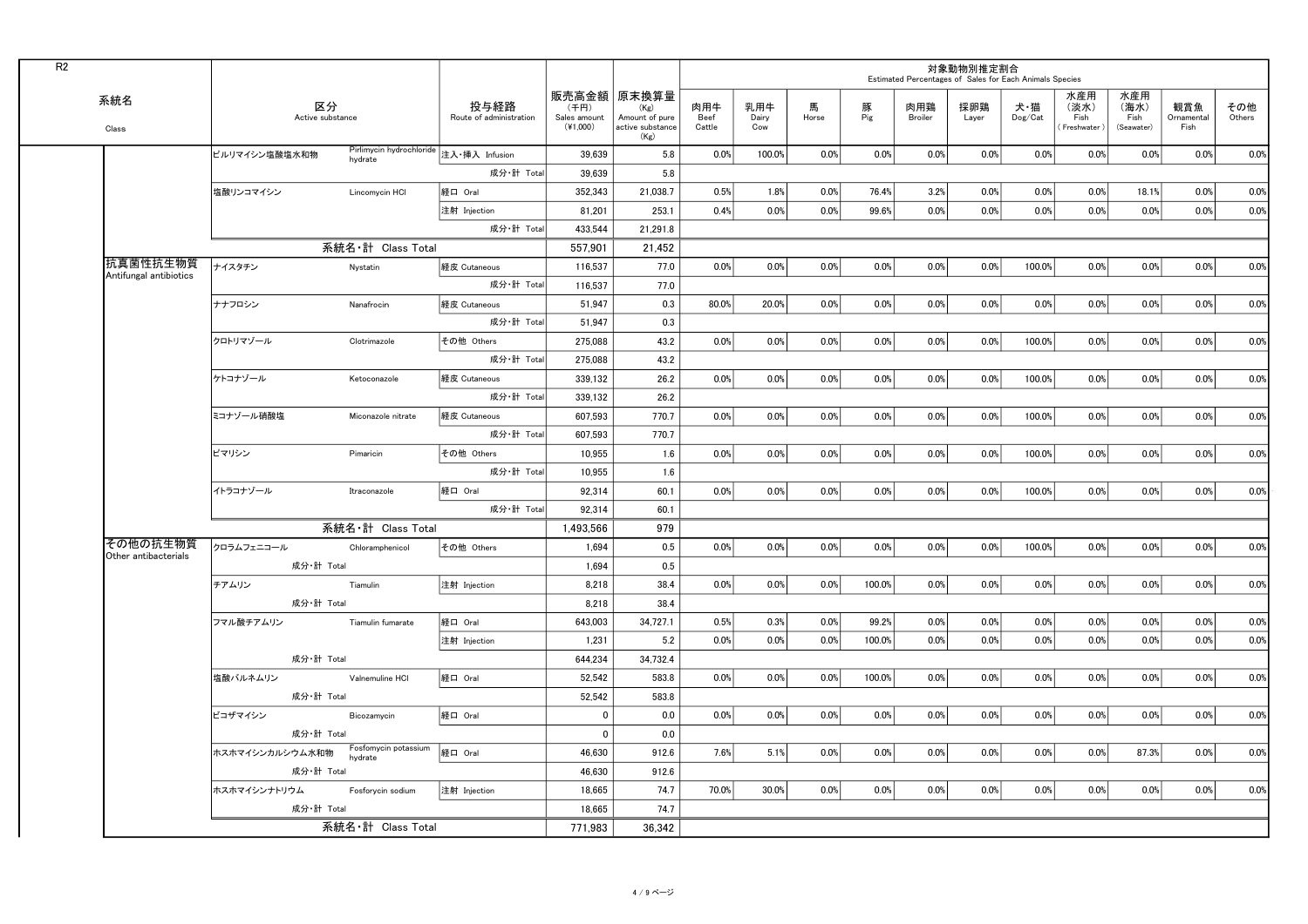R2

| 系統名 Class | 区分 Active substance | | 投与経路 Route of administration | 販売高金額 (千円) Sales amount (¥1,000) | 原末換算量 (Kg) Amount of pure active substance (Kg) | 対象動物別推定割合 Estimated Percentages of Sales for Each Animals Species | | | | | | | | | | |
|---|---|---|---|---|---|---|---|---|---|---|---|---|---|---|---|---|
| | | | | | | 肉用牛 Beef Cattle | 乳用牛 Dairy Cow | 馬 Horse | 豚 Pig | 肉用鶏 Broiler | 採卵鶏 Layer | 犬・猫 Dog/Cat | 水産用（淡水） Fish (Freshwater) | 水産用（海水） Fish (Seawater) | 観賞魚 Ornamental Fish | その他 Others |
| | ピルリマイシン塩酸塩水和物 | Pirlimycin hydrochloride hydrate | 注入・挿入 Infusion | 39,639 | 5.8 | 0.0% | 100.0% | 0.0% | 0.0% | 0.0% | 0.0% | 0.0% | 0.0% | 0.0% | 0.0% | 0.0% |
| | | | 成分・計 Total | 39,639 | 5.8 | | | | | | | | | | | |
| | 塩酸リンコマイシン | Lincomycin HCl | 経口 Oral | 352,343 | 21,038.7 | 0.5% | 1.8% | 0.0% | 76.4% | 3.2% | 0.0% | 0.0% | 0.0% | 18.1% | 0.0% | 0.0% |
| | | | 注射 Injection | 81,201 | 253.1 | 0.4% | 0.0% | 0.0% | 99.6% | 0.0% | 0.0% | 0.0% | 0.0% | 0.0% | 0.0% | 0.0% |
| | | | 成分・計 Total | 433,544 | 21,291.8 | | | | | | | | | | | |
| | 系統名・計 Class Total | | | 557,901 | 21,452 | | | | | | | | | | | |
| 抗真菌性抗生物質 Antifungal antibiotics | ナイスタチン | Nystatin | 経皮 Cutaneous | 116,537 | 77.0 | 0.0% | 0.0% | 0.0% | 0.0% | 0.0% | 0.0% | 100.0% | 0.0% | 0.0% | 0.0% | 0.0% |
| | | | 成分・計 Total | 116,537 | 77.0 | | | | | | | | | | | |
| | ナナフロシン | Nanafrocin | 経皮 Cutaneous | 51,947 | 0.3 | 80.0% | 20.0% | 0.0% | 0.0% | 0.0% | 0.0% | 0.0% | 0.0% | 0.0% | 0.0% | 0.0% |
| | | | 成分・計 Total | 51,947 | 0.3 | | | | | | | | | | | |
| | クロトリマゾール | Clotrimazole | その他 Others | 275,088 | 43.2 | 0.0% | 0.0% | 0.0% | 0.0% | 0.0% | 0.0% | 100.0% | 0.0% | 0.0% | 0.0% | 0.0% |
| | | | 成分・計 Total | 275,088 | 43.2 | | | | | | | | | | | |
| | ケトコナゾール | Ketoconazole | 経皮 Cutaneous | 339,132 | 26.2 | 0.0% | 0.0% | 0.0% | 0.0% | 0.0% | 0.0% | 100.0% | 0.0% | 0.0% | 0.0% | 0.0% |
| | | | 成分・計 Total | 339,132 | 26.2 | | | | | | | | | | | |
| | ミコナゾール硝酸塩 | Miconazole nitrate | 経皮 Cutaneous | 607,593 | 770.7 | 0.0% | 0.0% | 0.0% | 0.0% | 0.0% | 0.0% | 100.0% | 0.0% | 0.0% | 0.0% | 0.0% |
| | | | 成分・計 Total | 607,593 | 770.7 | | | | | | | | | | | |
| | ピマリシン | Pimaricin | その他 Others | 10,955 | 1.6 | 0.0% | 0.0% | 0.0% | 0.0% | 0.0% | 0.0% | 100.0% | 0.0% | 0.0% | 0.0% | 0.0% |
| | | | 成分・計 Total | 10,955 | 1.6 | | | | | | | | | | | |
| | イトラコナゾール | Itraconazole | 経口 Oral | 92,314 | 60.1 | 0.0% | 0.0% | 0.0% | 0.0% | 0.0% | 0.0% | 100.0% | 0.0% | 0.0% | 0.0% | 0.0% |
| | | | 成分・計 Total | 92,314 | 60.1 | | | | | | | | | | | |
| | 系統名・計 Class Total | | | 1,493,566 | 979 | | | | | | | | | | | |
| その他の抗生物質 Other antibacterials | クロラムフェニコール | Chloramphenicol | その他 Others | 1,694 | 0.5 | 0.0% | 0.0% | 0.0% | 0.0% | 0.0% | 0.0% | 100.0% | 0.0% | 0.0% | 0.0% | 0.0% |
| | 成分・計 Total | | | 1,694 | 0.5 | | | | | | | | | | | |
| | チアムリン | Tiamulin | 注射 Injection | 8,218 | 38.4 | 0.0% | 0.0% | 0.0% | 100.0% | 0.0% | 0.0% | 0.0% | 0.0% | 0.0% | 0.0% | 0.0% |
| | 成分・計 Total | | | 8,218 | 38.4 | | | | | | | | | | | |
| | フマル酸チアムリン | Tiamulin fumarate | 経口 Oral | 643,003 | 34,727.1 | 0.5% | 0.3% | 0.0% | 99.2% | 0.0% | 0.0% | 0.0% | 0.0% | 0.0% | 0.0% | 0.0% |
| | | | 注射 Injection | 1,231 | 5.2 | 0.0% | 0.0% | 0.0% | 100.0% | 0.0% | 0.0% | 0.0% | 0.0% | 0.0% | 0.0% | 0.0% |
| | 成分・計 Total | | | 644,234 | 34,732.4 | | | | | | | | | | | |
| | 塩酸バルネムリン | Valnemuline HCl | 経口 Oral | 52,542 | 583.8 | 0.0% | 0.0% | 0.0% | 100.0% | 0.0% | 0.0% | 0.0% | 0.0% | 0.0% | 0.0% | 0.0% |
| | 成分・計 Total | | | 52,542 | 583.8 | | | | | | | | | | | |
| | ビコザマイシン | Bicozamycin | 経口 Oral | 0 | 0.0 | 0.0% | 0.0% | 0.0% | 0.0% | 0.0% | 0.0% | 0.0% | 0.0% | 0.0% | 0.0% | 0.0% |
| | 成分・計 Total | | | 0 | 0.0 | | | | | | | | | | | |
| | ホスホマイシンカルシウム水和物 | Fosfomycin potassium hydrate | 経口 Oral | 46,630 | 912.6 | 7.6% | 5.1% | 0.0% | 0.0% | 0.0% | 0.0% | 0.0% | 0.0% | 87.3% | 0.0% | 0.0% |
| | 成分・計 Total | | | 46,630 | 912.6 | | | | | | | | | | | |
| | ホスホマイシンナトリウム | Fosforycin sodium | 注射 Injection | 18,665 | 74.7 | 70.0% | 30.0% | 0.0% | 0.0% | 0.0% | 0.0% | 0.0% | 0.0% | 0.0% | 0.0% | 0.0% |
| | 成分・計 Total | | | 18,665 | 74.7 | | | | | | | | | | | |
| | 系統名・計 Class Total | | | 771,983 | 36,342 | | | | | | | | | | | |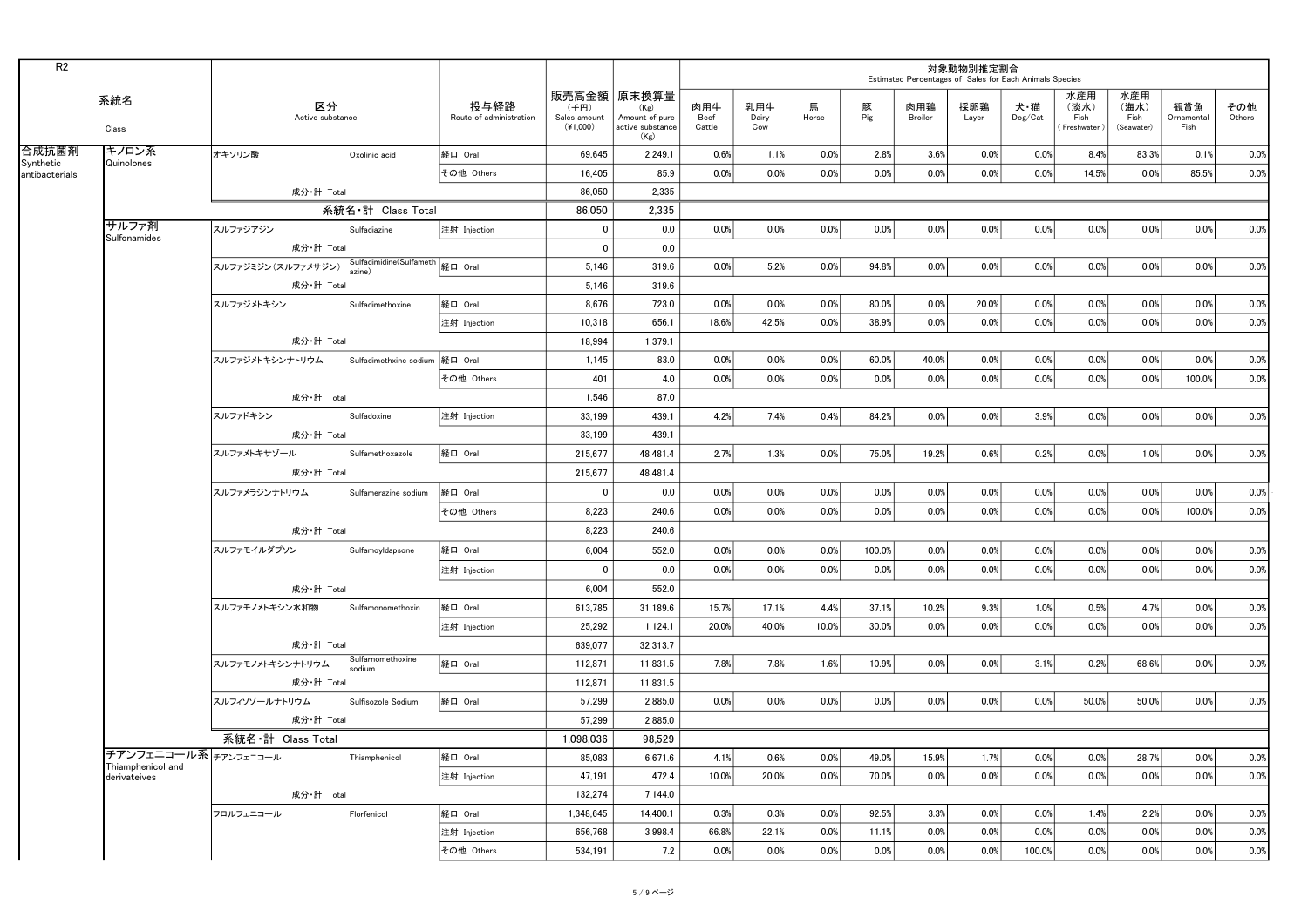R2

| 系統名 Class | | 区分 Active substance | | 投与経路 Route of administration | 販売高金額 (千円) Sales amount (¥1,000) | 原末換算量 (Kg) Amount of pure active substance (Kg) | 対象動物別推定割合 Estimated Percentages of Sales for Each Animals Species | | | | | | | | | | |
|---|---|---|---|---|---|---|---|---|---|---|---|---|---|---|---|---|---|
| | | | | | | | 肉用牛 Beef Cattle | 乳用牛 Dairy Cow | 馬 Horse | 豚 Pig | 肉用鶏 Broiler | 採卵鶏 Layer | 犬・猫 Dog/Cat | 水産用（淡水） Fish (Freshwater) | 水産用（海水） Fish (Seawater) | 観賞魚 Ornamental Fish | その他 Others |
| 合成抗菌剤 Synthetic antibacterials | キノロン系 Quinolones | オキソリン酸 | Oxolinic acid | 経口 Oral | 69,645 | 2,249.1 | 0.6% | 1.1% | 0.0% | 2.8% | 3.6% | 0.0% | 0.0% | 8.4% | 83.3% | 0.1% | 0.0% |
| | | | | その他 Others | 16,405 | 85.9 | 0.0% | 0.0% | 0.0% | 0.0% | 0.0% | 0.0% | 0.0% | 14.5% | 0.0% | 85.5% | 0.0% |
| | | 成分・計 Total | | | 86,050 | 2,335 | | | | | | | | | | | |
| | | 系統名・計 Class Total | | | 86,050 | 2,335 | | | | | | | | | | | |
| | サルファ剤 Sulfonamides | スルファジアジン | Sulfadiazine | 注射 Injection | 0 | 0.0 | 0.0% | 0.0% | 0.0% | 0.0% | 0.0% | 0.0% | 0.0% | 0.0% | 0.0% | 0.0% | 0.0% |
| | | 成分・計 Total | | | 0 | 0.0 | | | | | | | | | | | |
| | | スルファジミジン（スルファメサジン） | Sulfadimidine(Sulfamethazine) | 経口 Oral | 5,146 | 319.6 | 0.0% | 5.2% | 0.0% | 94.8% | 0.0% | 0.0% | 0.0% | 0.0% | 0.0% | 0.0% | 0.0% |
| | | 成分・計 Total | | | 5,146 | 319.6 | | | | | | | | | | | |
| | | スルファジメトキシン | Sulfadimethoxine | 経口 Oral | 8,676 | 723.0 | 0.0% | 0.0% | 0.0% | 80.0% | 0.0% | 20.0% | 0.0% | 0.0% | 0.0% | 0.0% | 0.0% |
| | | | | 注射 Injection | 10,318 | 656.1 | 18.6% | 42.5% | 0.0% | 38.9% | 0.0% | 0.0% | 0.0% | 0.0% | 0.0% | 0.0% | 0.0% |
| | | 成分・計 Total | | | 18,994 | 1,379.1 | | | | | | | | | | | |
| | | スルファジメトキシンナトリウム | Sulfadimethxine sodium | 経口 Oral | 1,145 | 83.0 | 0.0% | 0.0% | 0.0% | 60.0% | 40.0% | 0.0% | 0.0% | 0.0% | 0.0% | 0.0% | 0.0% |
| | | | | その他 Others | 401 | 4.0 | 0.0% | 0.0% | 0.0% | 0.0% | 0.0% | 0.0% | 0.0% | 0.0% | 0.0% | 100.0% | 0.0% |
| | | 成分・計 Total | | | 1,546 | 87.0 | | | | | | | | | | | |
| | | スルファドキシン | Sulfadoxine | 注射 Injection | 33,199 | 439.1 | 4.2% | 7.4% | 0.4% | 84.2% | 0.0% | 0.0% | 3.9% | 0.0% | 0.0% | 0.0% | 0.0% |
| | | 成分・計 Total | | | 33,199 | 439.1 | | | | | | | | | | | |
| | | スルファメトキサゾール | Sulfamethoxazole | 経口 Oral | 215,677 | 48,481.4 | 2.7% | 1.3% | 0.0% | 75.0% | 19.2% | 0.6% | 0.2% | 0.0% | 1.0% | 0.0% | 0.0% |
| | | 成分・計 Total | | | 215,677 | 48,481.4 | | | | | | | | | | | |
| | | スルファメラジンナトリウム | Sulfamerazine sodium | 経口 Oral | 0 | 0.0 | 0.0% | 0.0% | 0.0% | 0.0% | 0.0% | 0.0% | 0.0% | 0.0% | 0.0% | 0.0% | 0.0% |
| | | | | その他 Others | 8,223 | 240.6 | 0.0% | 0.0% | 0.0% | 0.0% | 0.0% | 0.0% | 0.0% | 0.0% | 0.0% | 100.0% | 0.0% |
| | | 成分・計 Total | | | 8,223 | 240.6 | | | | | | | | | | | |
| | | スルファモイルダプソン | Sulfamoyldapsone | 経口 Oral | 6,004 | 552.0 | 0.0% | 0.0% | 0.0% | 100.0% | 0.0% | 0.0% | 0.0% | 0.0% | 0.0% | 0.0% | 0.0% |
| | | | | 注射 Injection | 0 | 0.0 | 0.0% | 0.0% | 0.0% | 0.0% | 0.0% | 0.0% | 0.0% | 0.0% | 0.0% | 0.0% | 0.0% |
| | | 成分・計 Total | | | 6,004 | 552.0 | | | | | | | | | | | |
| | | スルファモノメトキシン水和物 | Sulfamonomethoxin | 経口 Oral | 613,785 | 31,189.6 | 15.7% | 17.1% | 4.4% | 37.1% | 10.2% | 9.3% | 1.0% | 0.5% | 4.7% | 0.0% | 0.0% |
| | | | | 注射 Injection | 25,292 | 1,124.1 | 20.0% | 40.0% | 10.0% | 30.0% | 0.0% | 0.0% | 0.0% | 0.0% | 0.0% | 0.0% | 0.0% |
| | | 成分・計 Total | | | 639,077 | 32,313.7 | | | | | | | | | | | |
| | | スルファモノメトキシンナトリウム | Sulfamomethoxine sodium | 経口 Oral | 112,871 | 11,831.5 | 7.8% | 7.8% | 1.6% | 10.9% | 0.0% | 0.0% | 3.1% | 0.2% | 68.6% | 0.0% | 0.0% |
| | | 成分・計 Total | | | 112,871 | 11,831.5 | | | | | | | | | | | |
| | | スルフィソゾールナトリウム | Sulfisozole Sodium | 経口 Oral | 57,299 | 2,885.0 | 0.0% | 0.0% | 0.0% | 0.0% | 0.0% | 0.0% | 0.0% | 50.0% | 50.0% | 0.0% | 0.0% |
| | | 成分・計 Total | | | 57,299 | 2,885.0 | | | | | | | | | | | |
| | | 系統名・計 Class Total | | | 1,098,036 | 98,529 | | | | | | | | | | | |
| | チアンフェニコール系 Thiamphenicol and derivateives | チアンフェニコール | Thiamphenicol | 経口 Oral | 85,083 | 6,671.6 | 4.1% | 0.6% | 0.0% | 49.0% | 15.9% | 1.7% | 0.0% | 0.0% | 28.7% | 0.0% | 0.0% |
| | | | | 注射 Injection | 47,191 | 472.4 | 10.0% | 20.0% | 0.0% | 70.0% | 0.0% | 0.0% | 0.0% | 0.0% | 0.0% | 0.0% | 0.0% |
| | | 成分・計 Total | | | 132,274 | 7,144.0 | | | | | | | | | | | |
| | | フロルフェニコール | Florfenicol | 経口 Oral | 1,348,645 | 14,400.1 | 0.3% | 0.3% | 0.0% | 92.5% | 3.3% | 0.0% | 0.0% | 1.4% | 2.2% | 0.0% | 0.0% |
| | | | | 注射 Injection | 656,768 | 3,998.4 | 66.8% | 22.1% | 0.0% | 11.1% | 0.0% | 0.0% | 0.0% | 0.0% | 0.0% | 0.0% | 0.0% |
| | | | | その他 Others | 534,191 | 7.2 | 0.0% | 0.0% | 0.0% | 0.0% | 0.0% | 0.0% | 100.0% | 0.0% | 0.0% | 0.0% | 0.0% |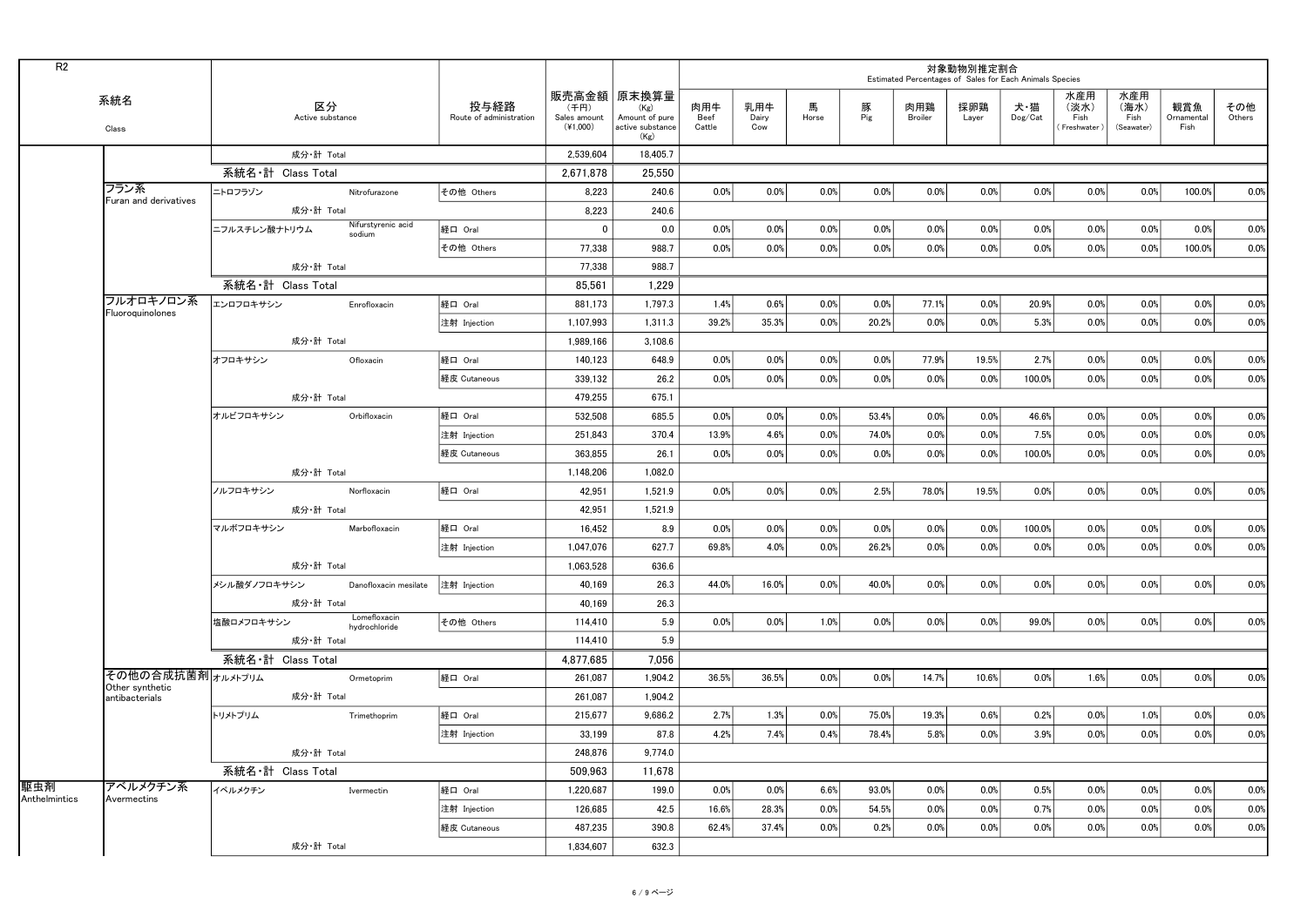R2

| 系統名 Class | | 区分 Active substance | | 投与経路 Route of administration | 販売高金額 (千円) Sales amount (¥1,000) | 原末換算量 (Kg) Amount of pure active substance (Kg) | 対象動物別推定割合 Estimated Percentages of Sales for Each Animals Species | | | | | | | | | | |
|---|---|---|---|---|---|---|---|---|---|---|---|---|---|---|---|---|---|
| | | | | | | | 肉用牛 Beef Cattle | 乳用牛 Dairy Cow | 馬 Horse | 豚 Pig | 肉用鶏 Broiler | 採卵鶏 Layer | 犬・猫 Dog/Cat | 水産用（淡水） Fish (Freshwater) | 水産用（海水） Fish (Seawater) | 観賞魚 Ornamental Fish | その他 Others |
| | | 成分・計 Total | | | 2,539,604 | 18,405.7 | | | | | | | | | | | |
| | | 系統名・計 Class Total | | | 2,671,878 | 25,550 | | | | | | | | | | | |
| | フラン系 Furan and derivatives | ニトロフラゾン | Nitrofurazone | その他 Others | 8,223 | 240.6 | 0.0% | 0.0% | 0.0% | 0.0% | 0.0% | 0.0% | 0.0% | 0.0% | 0.0% | 100.0% | 0.0% |
| | | 成分・計 Total | | | 8,223 | 240.6 | | | | | | | | | | | |
| | | ニフルスチレン酸ナトリウム | Nifurstyrenic acid sodium | 経口 Oral | 0 | 0.0 | 0.0% | 0.0% | 0.0% | 0.0% | 0.0% | 0.0% | 0.0% | 0.0% | 0.0% | 0.0% | 0.0% |
| | | | | その他 Others | 77,338 | 988.7 | 0.0% | 0.0% | 0.0% | 0.0% | 0.0% | 0.0% | 0.0% | 0.0% | 0.0% | 100.0% | 0.0% |
| | | 成分・計 Total | | | 77,338 | 988.7 | | | | | | | | | | | |
| | | 系統名・計 Class Total | | | 85,561 | 1,229 | | | | | | | | | | | |
| | フルオロキノロン系 Fluoroquinolones | エンロフロキサシン | Enrofloxacin | 経口 Oral | 881,173 | 1,797.3 | 1.4% | 0.6% | 0.0% | 0.0% | 77.1% | 0.0% | 20.9% | 0.0% | 0.0% | 0.0% | 0.0% |
| | | | | 注射 Injection | 1,107,993 | 1,311.3 | 39.2% | 35.3% | 0.0% | 20.2% | 0.0% | 0.0% | 5.3% | 0.0% | 0.0% | 0.0% | 0.0% |
| | | 成分・計 Total | | | 1,989,166 | 3,108.6 | | | | | | | | | | | |
| | | オフロキサシン | Ofloxacin | 経口 Oral | 140,123 | 648.9 | 0.0% | 0.0% | 0.0% | 0.0% | 77.9% | 19.5% | 2.7% | 0.0% | 0.0% | 0.0% | 0.0% |
| | | | | 経皮 Cutaneous | 339,132 | 26.2 | 0.0% | 0.0% | 0.0% | 0.0% | 0.0% | 0.0% | 100.0% | 0.0% | 0.0% | 0.0% | 0.0% |
| | | 成分・計 Total | | | 479,255 | 675.1 | | | | | | | | | | | |
| | | オルビフロキサシン | Orbifloxacin | 経口 Oral | 532,508 | 685.5 | 0.0% | 0.0% | 0.0% | 53.4% | 0.0% | 0.0% | 46.6% | 0.0% | 0.0% | 0.0% | 0.0% |
| | | | | 注射 Injection | 251,843 | 370.4 | 13.9% | 4.6% | 0.0% | 74.0% | 0.0% | 0.0% | 7.5% | 0.0% | 0.0% | 0.0% | 0.0% |
| | | | | 経皮 Cutaneous | 363,855 | 26.1 | 0.0% | 0.0% | 0.0% | 0.0% | 0.0% | 0.0% | 100.0% | 0.0% | 0.0% | 0.0% | 0.0% |
| | | 成分・計 Total | | | 1,148,206 | 1,082.0 | | | | | | | | | | | |
| | | ノルフロキサシン | Norfloxacin | 経口 Oral | 42,951 | 1,521.9 | 0.0% | 0.0% | 0.0% | 2.5% | 78.0% | 19.5% | 0.0% | 0.0% | 0.0% | 0.0% | 0.0% |
| | | 成分・計 Total | | | 42,951 | 1,521.9 | | | | | | | | | | | |
| | | マルボフロキサシン | Marbofloxacin | 経口 Oral | 16,452 | 8.9 | 0.0% | 0.0% | 0.0% | 0.0% | 0.0% | 0.0% | 100.0% | 0.0% | 0.0% | 0.0% | 0.0% |
| | | | | 注射 Injection | 1,047,076 | 627.7 | 69.8% | 4.0% | 0.0% | 26.2% | 0.0% | 0.0% | 0.0% | 0.0% | 0.0% | 0.0% | 0.0% |
| | | 成分・計 Total | | | 1,063,528 | 636.6 | | | | | | | | | | | |
| | | メシル酸ダノフロキサシン | Danofloxacin mesilate | 注射 Injection | 40,169 | 26.3 | 44.0% | 16.0% | 0.0% | 40.0% | 0.0% | 0.0% | 0.0% | 0.0% | 0.0% | 0.0% | 0.0% |
| | | 成分・計 Total | | | 40,169 | 26.3 | | | | | | | | | | | |
| | | 塩酸ロメフロキサシン | Lomefloxacin hydrochloride | その他 Others | 114,410 | 5.9 | 0.0% | 0.0% | 1.0% | 0.0% | 0.0% | 0.0% | 99.0% | 0.0% | 0.0% | 0.0% | 0.0% |
| | | 成分・計 Total | | | 114,410 | 5.9 | | | | | | | | | | | |
| | | 系統名・計 Class Total | | | 4,877,685 | 7,056 | | | | | | | | | | | |
| | その他の合成抗菌剤 Other synthetic antibacterials | オルメトプリム | Ormetoprim | 経口 Oral | 261,087 | 1,904.2 | 36.5% | 36.5% | 0.0% | 0.0% | 14.7% | 10.6% | 0.0% | 1.6% | 0.0% | 0.0% | 0.0% |
| | | 成分・計 Total | | | 261,087 | 1,904.2 | | | | | | | | | | | |
| | | トリメトプリム | Trimethoprim | 経口 Oral | 215,677 | 9,686.2 | 2.7% | 1.3% | 0.0% | 75.0% | 19.3% | 0.6% | 0.2% | 0.0% | 1.0% | 0.0% | 0.0% |
| | | | | 注射 Injection | 33,199 | 87.8 | 4.2% | 7.4% | 0.4% | 78.4% | 5.8% | 0.0% | 3.9% | 0.0% | 0.0% | 0.0% | 0.0% |
| | | 成分・計 Total | | | 248,876 | 9,774.0 | | | | | | | | | | | |
| | | 系統名・計 Class Total | | | 509,963 | 11,678 | | | | | | | | | | | |
| 駆虫剤 Anthelmintics | アベルメクチン系 Avermectins | イベルメクチン | Ivermectin | 経口 Oral | 1,220,687 | 199.0 | 0.0% | 0.0% | 6.6% | 93.0% | 0.0% | 0.0% | 0.5% | 0.0% | 0.0% | 0.0% | 0.0% |
| | | | | 注射 Injection | 126,685 | 42.5 | 16.6% | 28.3% | 0.0% | 54.5% | 0.0% | 0.0% | 0.7% | 0.0% | 0.0% | 0.0% | 0.0% |
| | | | | 経皮 Cutaneous | 487,235 | 390.8 | 62.4% | 37.4% | 0.0% | 0.2% | 0.0% | 0.0% | 0.0% | 0.0% | 0.0% | 0.0% | 0.0% |
| | | 成分・計 Total | | | 1,834,607 | 632.3 | | | | | | | | | | | |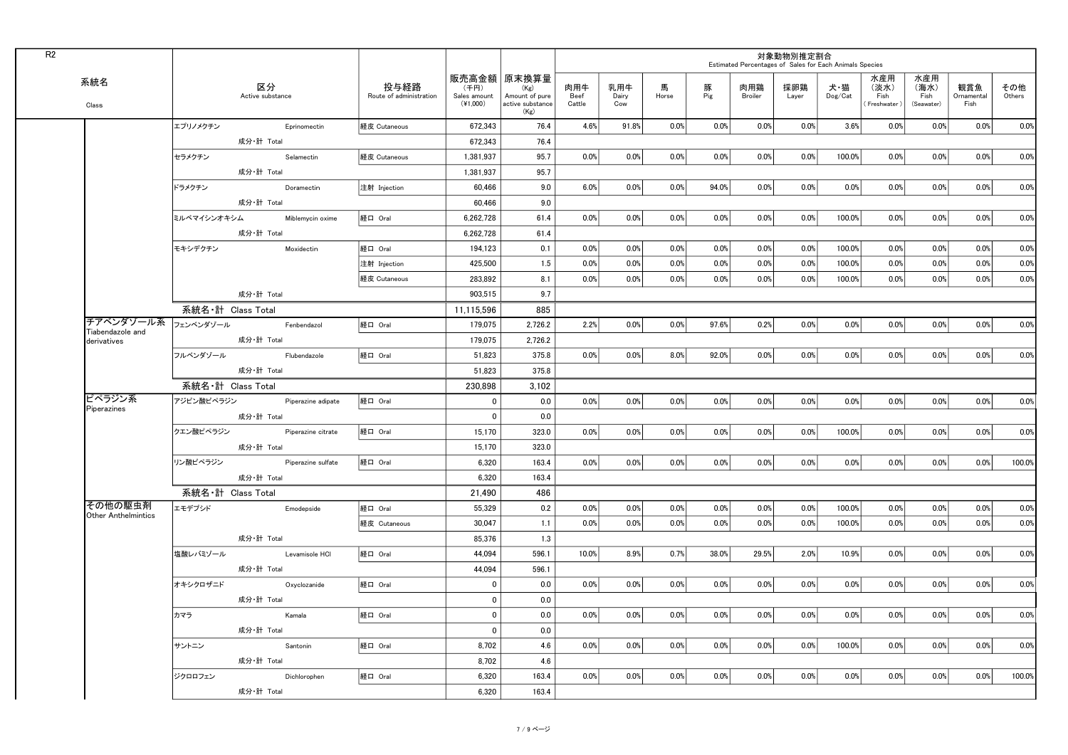R2

| 系統名 Class | 区分 Active substance | | 投与経路 Route of administration | 販売高金額 (千円) Sales amount (¥1,000) | 原末換算量 (Kg) Amount of pure active substance (Kg) | 対象動物別推定割合 Estimated Percentages of Sales for Each Animals Species | | | | | | | | | | |
|---|---|---|---|---|---|---|---|---|---|---|---|---|---|---|---|---|
| | | | | | | 肉用牛 Beef Cattle | 乳用牛 Dairy Cow | 馬 Horse | 豚 Pig | 肉用鶏 Broiler | 採卵鶏 Layer | 犬・猫 Dog/Cat | 水産用（淡水） Fish (Freshwater) | 水産用（海水） Fish (Seawater) | 観賞魚 Ornamental Fish | その他 Others |
| | エプリノメクチン | Eprinomectin | 経皮 Cutaneous | 672,343 | 76.4 | 4.6% | 91.8% | 0.0% | 0.0% | 0.0% | 0.0% | 3.6% | 0.0% | 0.0% | 0.0% | 0.0% |
| | 成分・計 Total | | | 672,343 | 76.4 | | | | | | | | | | | |
| | セラメクチン | Selamectin | 経皮 Cutaneous | 1,381,937 | 95.7 | 0.0% | 0.0% | 0.0% | 0.0% | 0.0% | 0.0% | 100.0% | 0.0% | 0.0% | 0.0% | 0.0% |
| | 成分・計 Total | | | 1,381,937 | 95.7 | | | | | | | | | | | |
| | ドラメクチン | Doramectin | 注射 Injection | 60,466 | 9.0 | 6.0% | 0.0% | 0.0% | 94.0% | 0.0% | 0.0% | 0.0% | 0.0% | 0.0% | 0.0% | 0.0% |
| | 成分・計 Total | | | 60,466 | 9.0 | | | | | | | | | | | |
| | ミルベマイシンオキシム | Miblemycin oxime | 経口 Oral | 6,262,728 | 61.4 | 0.0% | 0.0% | 0.0% | 0.0% | 0.0% | 0.0% | 100.0% | 0.0% | 0.0% | 0.0% | 0.0% |
| | 成分・計 Total | | | 6,262,728 | 61.4 | | | | | | | | | | | |
| | モキシデクチン | Moxidectin | 経口 Oral | 194,123 | 0.1 | 0.0% | 0.0% | 0.0% | 0.0% | 0.0% | 0.0% | 100.0% | 0.0% | 0.0% | 0.0% | 0.0% |
| | | | 注射 Injection | 425,500 | 1.5 | 0.0% | 0.0% | 0.0% | 0.0% | 0.0% | 0.0% | 100.0% | 0.0% | 0.0% | 0.0% | 0.0% |
| | | | 経皮 Cutaneous | 283,892 | 8.1 | 0.0% | 0.0% | 0.0% | 0.0% | 0.0% | 0.0% | 100.0% | 0.0% | 0.0% | 0.0% | 0.0% |
| | 成分・計 Total | | | 903,515 | 9.7 | | | | | | | | | | | |
| | 系統名・計 Class Total | | | 11,115,596 | 885 | | | | | | | | | | | |
| チアベンダゾール系 Tiabendazole and derivatives | フェンベンダゾール | Fenbendazol | 経口 Oral | 179,075 | 2,726.2 | 2.2% | 0.0% | 0.0% | 97.6% | 0.2% | 0.0% | 0.0% | 0.0% | 0.0% | 0.0% | 0.0% |
| | 成分・計 Total | | | 179,075 | 2,726.2 | | | | | | | | | | | |
| | フルベンダゾール | Flubendazole | 経口 Oral | 51,823 | 375.8 | 0.0% | 0.0% | 8.0% | 92.0% | 0.0% | 0.0% | 0.0% | 0.0% | 0.0% | 0.0% | 0.0% |
| | 成分・計 Total | | | 51,823 | 375.8 | | | | | | | | | | | |
| | 系統名・計 Class Total | | | 230,898 | 3,102 | | | | | | | | | | | |
| ピペラジン系 Piperazines | アジピン酸ピペラジン | Piperazine adipate | 経口 Oral | 0 | 0.0 | 0.0% | 0.0% | 0.0% | 0.0% | 0.0% | 0.0% | 0.0% | 0.0% | 0.0% | 0.0% | 0.0% |
| | 成分・計 Total | | | 0 | 0.0 | | | | | | | | | | | |
| | クエン酸ピペラジン | Piperazine citrate | 経口 Oral | 15,170 | 323.0 | 0.0% | 0.0% | 0.0% | 0.0% | 0.0% | 0.0% | 100.0% | 0.0% | 0.0% | 0.0% | 0.0% |
| | 成分・計 Total | | | 15,170 | 323.0 | | | | | | | | | | | |
| | リン酸ピペラジン | Piperazine sulfate | 経口 Oral | 6,320 | 163.4 | 0.0% | 0.0% | 0.0% | 0.0% | 0.0% | 0.0% | 0.0% | 0.0% | 0.0% | 0.0% | 100.0% |
| | 成分・計 Total | | | 6,320 | 163.4 | | | | | | | | | | | |
| | 系統名・計 Class Total | | | 21,490 | 486 | | | | | | | | | | | |
| その他の駆虫剤 Other Anthelmintics | エモデプシド | Emodepside | 経口 Oral | 55,329 | 0.2 | 0.0% | 0.0% | 0.0% | 0.0% | 0.0% | 0.0% | 100.0% | 0.0% | 0.0% | 0.0% | 0.0% |
| | | | 経皮 Cutaneous | 30,047 | 1.1 | 0.0% | 0.0% | 0.0% | 0.0% | 0.0% | 0.0% | 100.0% | 0.0% | 0.0% | 0.0% | 0.0% |
| | 成分・計 Total | | | 85,376 | 1.3 | | | | | | | | | | | |
| | 塩酸レバミゾール | Levamisole HCl | 経口 Oral | 44,094 | 596.1 | 10.0% | 8.9% | 0.7% | 38.0% | 29.5% | 2.0% | 10.9% | 0.0% | 0.0% | 0.0% | 0.0% |
| | 成分・計 Total | | | 44,094 | 596.1 | | | | | | | | | | | |
| | オキシクロザニド | Oxyclozanide | 経口 Oral | 0 | 0.0 | 0.0% | 0.0% | 0.0% | 0.0% | 0.0% | 0.0% | 0.0% | 0.0% | 0.0% | 0.0% | 0.0% |
| | 成分・計 Total | | | 0 | 0.0 | | | | | | | | | | | |
| | カマラ | Kamala | 経口 Oral | 0 | 0.0 | 0.0% | 0.0% | 0.0% | 0.0% | 0.0% | 0.0% | 0.0% | 0.0% | 0.0% | 0.0% | 0.0% |
| | 成分・計 Total | | | 0 | 0.0 | | | | | | | | | | | |
| | サントニン | Santonin | 経口 Oral | 8,702 | 4.6 | 0.0% | 0.0% | 0.0% | 0.0% | 0.0% | 0.0% | 100.0% | 0.0% | 0.0% | 0.0% | 0.0% |
| | 成分・計 Total | | | 8,702 | 4.6 | | | | | | | | | | | |
| | ジクロロフェン | Dichlorophen | 経口 Oral | 6,320 | 163.4 | 0.0% | 0.0% | 0.0% | 0.0% | 0.0% | 0.0% | 0.0% | 0.0% | 0.0% | 0.0% | 100.0% |
| | 成分・計 Total | | | 6,320 | 163.4 | | | | | | | | | | | |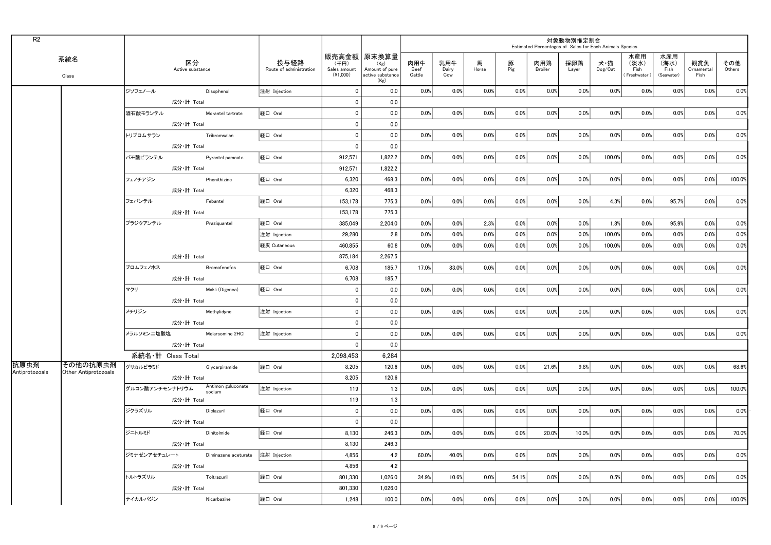R2

| 系統名 Class | | 区分 Active substance | | 投与経路 Route of administration | 販売高金額 (千円) Sales amount (¥1,000) | 原末換算量 (Kg) Amount of pure active substance (Kg) | 対象動物別推定割合 Estimated Percentages of Sales for Each Animals Species | | | | | | | | | | |
|---|---|---|---|---|---|---|---|---|---|---|---|---|---|---|---|---|---|
| | | | | | | | 肉用牛 Beef Cattle | 乳用牛 Dairy Cow | 馬 Horse | 豚 Pig | 肉用鶏 Broiler | 採卵鶏 Layer | 犬・猫 Dog/Cat | 水産用（淡水） Fish (Freshwater) | 水産用（海水） Fish (Seawater) | 観賞魚 Ornamental Fish | その他 Others |
| | | ジソフェノール | Disophenol | 注射 Injection | 0 | 0.0 | 0.0% | 0.0% | 0.0% | 0.0% | 0.0% | 0.0% | 0.0% | 0.0% | 0.0% | 0.0% | 0.0% |
| | | 成分・計 Total | | | 0 | 0.0 | | | | | | | | | | | |
| | | 酒石酸モランテル | Morantel tartrate | 経口 Oral | 0 | 0.0 | 0.0% | 0.0% | 0.0% | 0.0% | 0.0% | 0.0% | 0.0% | 0.0% | 0.0% | 0.0% | 0.0% |
| | | 成分・計 Total | | | 0 | 0.0 | | | | | | | | | | | |
| | | トリブロムサラン | Tribromsalan | 経口 Oral | 0 | 0.0 | 0.0% | 0.0% | 0.0% | 0.0% | 0.0% | 0.0% | 0.0% | 0.0% | 0.0% | 0.0% | 0.0% |
| | | 成分・計 Total | | | 0 | 0.0 | | | | | | | | | | | |
| | | パモ酸ピランテル | Pyrantel pamoate | 経口 Oral | 912,571 | 1,822.2 | 0.0% | 0.0% | 0.0% | 0.0% | 0.0% | 0.0% | 100.0% | 0.0% | 0.0% | 0.0% | 0.0% |
| | | 成分・計 Total | | | 912,571 | 1,822.2 | | | | | | | | | | | |
| | | フェノチアジン | Phenithizine | 経口 Oral | 6,320 | 468.3 | 0.0% | 0.0% | 0.0% | 0.0% | 0.0% | 0.0% | 0.0% | 0.0% | 0.0% | 0.0% | 100.0% |
| | | 成分・計 Total | | | 6,320 | 468.3 | | | | | | | | | | | |
| | | フェバンテル | Febantel | 経口 Oral | 153,178 | 775.3 | 0.0% | 0.0% | 0.0% | 0.0% | 0.0% | 0.0% | 4.3% | 0.0% | 95.7% | 0.0% | 0.0% |
| | | 成分・計 Total | | | 153,178 | 775.3 | | | | | | | | | | | |
| | | プラジクアンテル | Praziquantel | 経口 Oral | 385,049 | 2,204.0 | 0.0% | 0.0% | 2.3% | 0.0% | 0.0% | 0.0% | 1.8% | 0.0% | 95.9% | 0.0% | 0.0% |
| | | | | 注射 Injection | 29,280 | 2.8 | 0.0% | 0.0% | 0.0% | 0.0% | 0.0% | 0.0% | 100.0% | 0.0% | 0.0% | 0.0% | 0.0% |
| | | | | 経皮 Cutaneous | 460,855 | 60.8 | 0.0% | 0.0% | 0.0% | 0.0% | 0.0% | 0.0% | 100.0% | 0.0% | 0.0% | 0.0% | 0.0% |
| | | 成分・計 Total | | | 875,184 | 2,267.5 | | | | | | | | | | | |
| | | ブロムフェノホス | Bromofenofos | 経口 Oral | 6,708 | 185.7 | 17.0% | 83.0% | 0.0% | 0.0% | 0.0% | 0.0% | 0.0% | 0.0% | 0.0% | 0.0% | 0.0% |
| | | 成分・計 Total | | | 6,708 | 185.7 | | | | | | | | | | | |
| | | マクリ | Makli (Digenea) | 経口 Oral | 0 | 0.0 | 0.0% | 0.0% | 0.0% | 0.0% | 0.0% | 0.0% | 0.0% | 0.0% | 0.0% | 0.0% | 0.0% |
| | | 成分・計 Total | | | 0 | 0.0 | | | | | | | | | | | |
| | | メチリジン | Methylidyne | 注射 Injection | 0 | 0.0 | 0.0% | 0.0% | 0.0% | 0.0% | 0.0% | 0.0% | 0.0% | 0.0% | 0.0% | 0.0% | 0.0% |
| | | 成分・計 Total | | | 0 | 0.0 | | | | | | | | | | | |
| | | メラルソミン二塩酸塩 | Melarsomine 2HCl | 注射 Injection | 0 | 0.0 | 0.0% | 0.0% | 0.0% | 0.0% | 0.0% | 0.0% | 0.0% | 0.0% | 0.0% | 0.0% | 0.0% |
| | | 成分・計 Total | | | 0 | 0.0 | | | | | | | | | | | |
| | | 系統名・計 Class Total | | | 2,098,453 | 6,284 | | | | | | | | | | | |
| 抗原虫剤 Antiprotozoals | その他の抗原虫剤 Other Antiprotozoals | グリカルピラミド | Glycarpiramide | 経口 Oral | 8,205 | 120.6 | 0.0% | 0.0% | 0.0% | 0.0% | 21.6% | 9.8% | 0.0% | 0.0% | 0.0% | 0.0% | 68.6% |
| | | 成分・計 Total | | | 8,205 | 120.6 | | | | | | | | | | | |
| | | グルコン酸アンチモンナトリウム | Antimon guluconate sodium | 注射 Injection | 119 | 1.3 | 0.0% | 0.0% | 0.0% | 0.0% | 0.0% | 0.0% | 0.0% | 0.0% | 0.0% | 0.0% | 100.0% |
| | | 成分・計 Total | | | 119 | 1.3 | | | | | | | | | | | |
| | | ジクラズリル | Diclazuril | 経口 Oral | 0 | 0.0 | 0.0% | 0.0% | 0.0% | 0.0% | 0.0% | 0.0% | 0.0% | 0.0% | 0.0% | 0.0% | 0.0% |
| | | 成分・計 Total | | | 0 | 0.0 | | | | | | | | | | | |
| | | ジニトルミド | Dinitolmide | 経口 Oral | 8,130 | 246.3 | 0.0% | 0.0% | 0.0% | 0.0% | 20.0% | 10.0% | 0.0% | 0.0% | 0.0% | 0.0% | 70.0% |
| | | 成分・計 Total | | | 8,130 | 246.3 | | | | | | | | | | | |
| | | ジミナゼンアセチュレート | Diminazene aceturate | 注射 Injection | 4,856 | 4.2 | 60.0% | 40.0% | 0.0% | 0.0% | 0.0% | 0.0% | 0.0% | 0.0% | 0.0% | 0.0% | 0.0% |
| | | 成分・計 Total | | | 4,856 | 4.2 | | | | | | | | | | | |
| | | トルトラズリル | Toltrazuril | 経口 Oral | 801,330 | 1,026.0 | 34.9% | 10.6% | 0.0% | 54.1% | 0.0% | 0.0% | 0.5% | 0.0% | 0.0% | 0.0% | 0.0% |
| | | 成分・計 Total | | | 801,330 | 1,026.0 | | | | | | | | | | | |
| | | ナイカルバジン | Nicarbazine | 経口 Oral | 1,248 | 100.0 | 0.0% | 0.0% | 0.0% | 0.0% | 0.0% | 0.0% | 0.0% | 0.0% | 0.0% | 0.0% | 100.0% |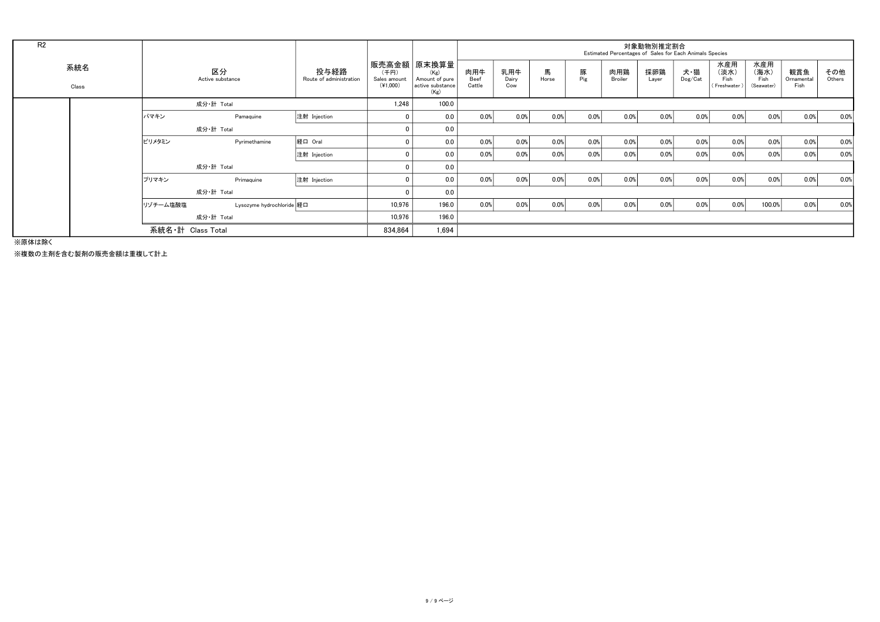| R2 系統名 Class | | 区分 Active substance | | 投与経路 Route of administration | 販売高金額 (千円) Sales amount (¥1,000) | 原末換算量 (Kg) Amount of pure active substance (Kg) | 対象動物別推定割合 Estimated Percentages of Sales for Each Animals Species | | | | | | | | | | |
|---|---|---|---|---|---|---|---|---|---|---|---|---|---|---|---|---|---|
| | | | | | | | 肉用牛 Beef Cattle | 乳用牛 Dairy Cow | 馬 Horse | 豚 Pig | 肉用鶏 Broiler | 採卵鶏 Layer | 犬・猫 Dog/Cat | 水産用 (淡水) Fish (Freshwater) | 水産用 (海水) Fish (Seawater) | 観賞魚 Ornamental Fish | その他 Others |
| | | 成分・計 Total | | | 1,248 | 100.0 | | | | | | | | | | | |
| | | パマキン | Pamaquine | 注射 Injection | 0 | 0.0 | 0.0% | 0.0% | 0.0% | 0.0% | 0.0% | 0.0% | 0.0% | 0.0% | 0.0% | 0.0% | 0.0% |
| | | 成分・計 Total | | | 0 | 0.0 | | | | | | | | | | | |
| | | ピリメタミン | Pyrimethamine | 経口 Oral | 0 | 0.0 | 0.0% | 0.0% | 0.0% | 0.0% | 0.0% | 0.0% | 0.0% | 0.0% | 0.0% | 0.0% | 0.0% |
| | | | | 注射 Injection | 0 | 0.0 | 0.0% | 0.0% | 0.0% | 0.0% | 0.0% | 0.0% | 0.0% | 0.0% | 0.0% | 0.0% | 0.0% |
| | | 成分・計 Total | | | 0 | 0.0 | | | | | | | | | | | |
| | | プリマキン | Primaquine | 注射 Injection | 0 | 0.0 | 0.0% | 0.0% | 0.0% | 0.0% | 0.0% | 0.0% | 0.0% | 0.0% | 0.0% | 0.0% | 0.0% |
| | | 成分・計 Total | | | 0 | 0.0 | | | | | | | | | | | |
| | | リゾチーム塩酸塩 | Lysozyme hydrochloride | 経口 | 10,976 | 196.0 | 0.0% | 0.0% | 0.0% | 0.0% | 0.0% | 0.0% | 0.0% | 0.0% | 100.0% | 0.0% | 0.0% |
| | | 成分・計 Total | | | 10,976 | 196.0 | | | | | | | | | | | |
| | | 系統名・計 Class Total | | | 834,864 | 1,694 | | | | | | | | | | | |

※原体は除く

※複数の主剤を含む製剤の販売金額は重複して計上